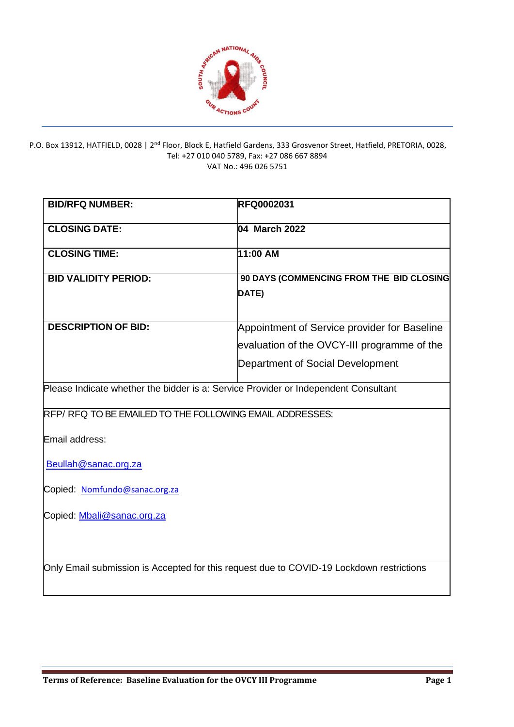P.O. Box 13912, HATFIELD, 0028 | 2nd Floor, Block E, Hatfield Gardens, 333 Grosvenor Street, Hatfield, PRETORIA, 0028,
Tel: +27 010 040 5789, Fax: +27 086 667 8894
VAT No.: 496 026 5751

| **BID/RFQ NUMBER:** | **RFQ0002031** |
|---|---|
| **CLOSING DATE:** | **04 March 2022** |
| **CLOSING TIME:** | **11:00 AM** |
| **BID VALIDITY PERIOD:** | **90 DAYS (COMMENCING FROM THE BID CLOSING DATE)** |
| **DESCRIPTION OF BID:** | Appointment of Service provider for Baseline evaluation of the OVCY-III programme of the Department of Social Development |
| Please Indicate whether the bidder is a: Service Provider or Independent Consultant | |
| RFP/ RFQ TO BE EMAILED TO THE FOLLOWING EMAIL ADDRESSES:<br><br>Email address:<br><br>Beullah@sanac.org.za<br><br>Copied: Nomfundo@sanac.org.za<br><br>Copied: Mbali@sanac.org.za | |
| Only Email submission is Accepted for this request due to COVID-19 Lockdown restrictions | |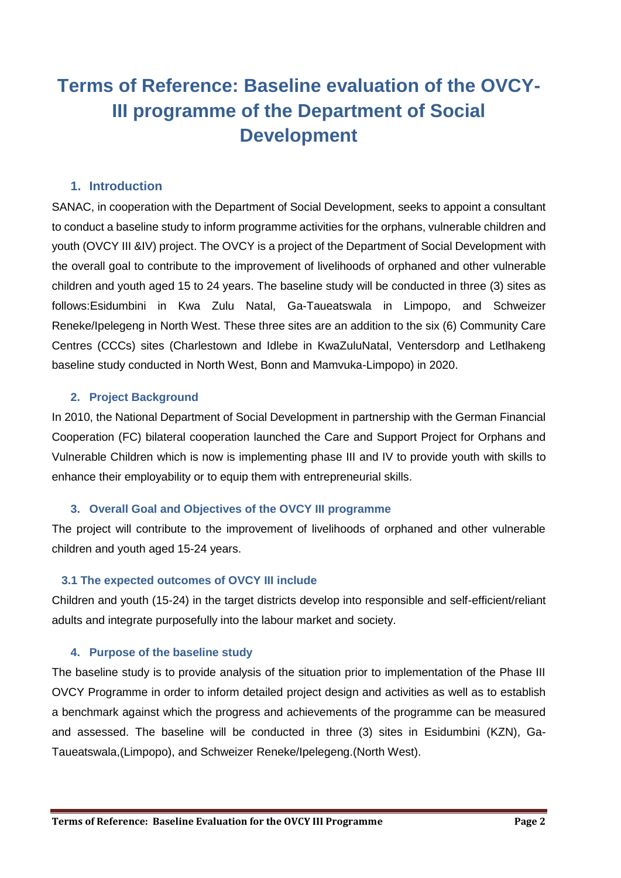# Terms of Reference: Baseline evaluation of the OVCY-III programme of the Department of Social Development

## 1. Introduction

SANAC, in cooperation with the Department of Social Development, seeks to appoint a consultant to conduct a baseline study to inform programme activities for the orphans, vulnerable children and youth (OVCY III &IV) project. The OVCY is a project of the Department of Social Development with the overall goal to contribute to the improvement of livelihoods of orphaned and other vulnerable children and youth aged 15 to 24 years. The baseline study will be conducted in three (3) sites as follows:Esidumbini in Kwa Zulu Natal, Ga-Taueatswala in Limpopo, and Schweizer Reneke/Ipelegeng in North West. These three sites are an addition to the six (6) Community Care Centres (CCCs) sites (Charlestown and Idlebe in KwaZuluNatal, Ventersdorp and Letlhakeng baseline study conducted in North West, Bonn and Mamvuka-Limpopo) in 2020.

## 2. Project Background

In 2010, the National Department of Social Development in partnership with the German Financial Cooperation (FC) bilateral cooperation launched the Care and Support Project for Orphans and Vulnerable Children which is now is implementing phase III and IV to provide youth with skills to enhance their employability or to equip them with entrepreneurial skills.

## 3. Overall Goal and Objectives of the OVCY III programme

The project will contribute to the improvement of livelihoods of orphaned and other vulnerable children and youth aged 15-24 years.

### 3.1 The expected outcomes of OVCY III include

Children and youth (15-24) in the target districts develop into responsible and self-efficient/reliant adults and integrate purposefully into the labour market and society.

## 4. Purpose of the baseline study

The baseline study is to provide analysis of the situation prior to implementation of the Phase III OVCY Programme in order to inform detailed project design and activities as well as to establish a benchmark against which the progress and achievements of the programme can be measured and assessed. The baseline will be conducted in three (3) sites in Esidumbini (KZN), Ga-Taueatswala,(Limpopo), and Schweizer Reneke/Ipelegeng.(North West).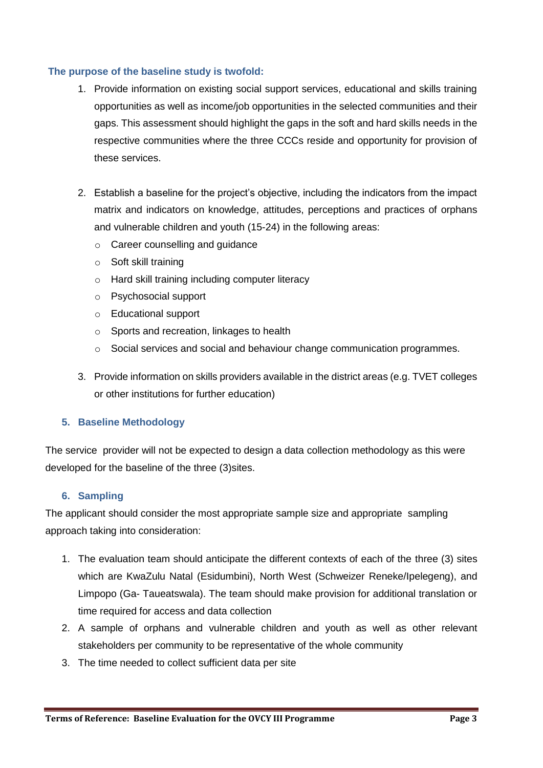**The purpose of the baseline study is twofold:**

1. Provide information on existing social support services, educational and skills training opportunities as well as income/job opportunities in the selected communities and their gaps. This assessment should highlight the gaps in the soft and hard skills needs in the respective communities where the three CCCs reside and opportunity for provision of these services.

2. Establish a baseline for the project's objective, including the indicators from the impact matrix and indicators on knowledge, attitudes, perceptions and practices of orphans and vulnerable children and youth (15-24) in the following areas:
   - Career counselling and guidance
   - Soft skill training
   - Hard skill training including computer literacy
   - Psychosocial support
   - Educational support
   - Sports and recreation, linkages to health
   - Social services and social and behaviour change communication programmes.

3. Provide information on skills providers available in the district areas (e.g. TVET colleges or other institutions for further education)

## 5. Baseline Methodology

The service provider will not be expected to design a data collection methodology as this were developed for the baseline of the three (3)sites.

## 6. Sampling

The applicant should consider the most appropriate sample size and appropriate sampling approach taking into consideration:

1. The evaluation team should anticipate the different contexts of each of the three (3) sites which are KwaZulu Natal (Esidumbini), North West (Schweizer Reneke/Ipelegeng), and Limpopo (Ga- Taueatswala). The team should make provision for additional translation or time required for access and data collection
2. A sample of orphans and vulnerable children and youth as well as other relevant stakeholders per community to be representative of the whole community
3. The time needed to collect sufficient data per site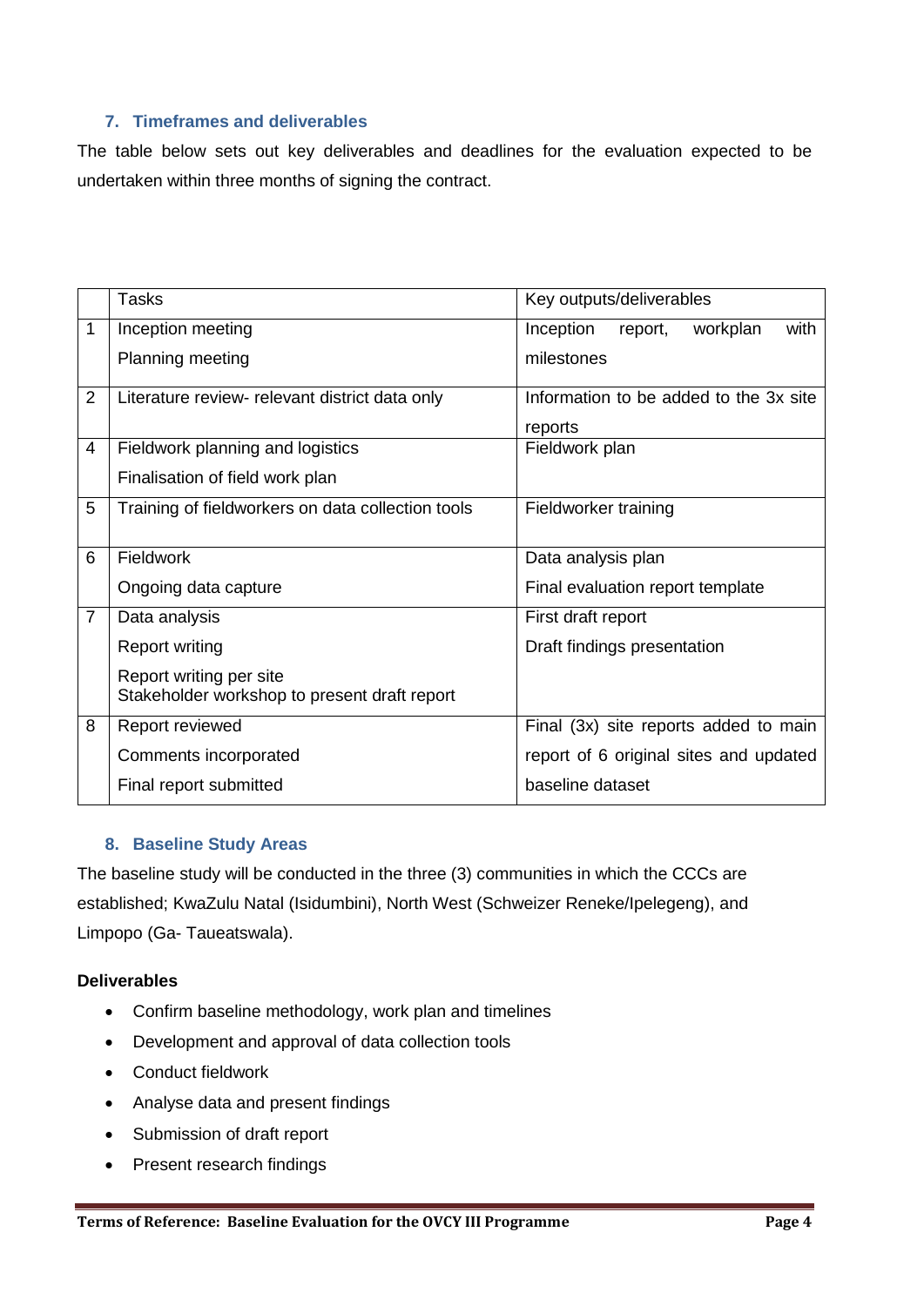## 7. Timeframes and deliverables

The table below sets out key deliverables and deadlines for the evaluation expected to be undertaken within three months of signing the contract.

| | Tasks | Key outputs/deliverables |
|---|---|---|
| 1 | Inception meeting<br>Planning meeting | Inception report, workplan with milestones |
| 2 | Literature review- relevant district data only | Information to be added to the 3x site reports |
| 4 | Fieldwork planning and logistics<br>Finalisation of field work plan | Fieldwork plan |
| 5 | Training of fieldworkers on data collection tools | Fieldworker training |
| 6 | Fieldwork<br>Ongoing data capture | Data analysis plan<br>Final evaluation report template |
| 7 | Data analysis<br>Report writing<br>Report writing per site<br>Stakeholder workshop to present draft report | First draft report<br>Draft findings presentation |
| 8 | Report reviewed<br>Comments incorporated<br>Final report submitted | Final (3x) site reports added to main report of 6 original sites and updated baseline dataset |

## 8. Baseline Study Areas

The baseline study will be conducted in the three (3) communities in which the CCCs are established; KwaZulu Natal (Isidumbini), North West (Schweizer Reneke/Ipelegeng), and Limpopo (Ga- Taueatswala).

**Deliverables**

- Confirm baseline methodology, work plan and timelines
- Development and approval of data collection tools
- Conduct fieldwork
- Analyse data and present findings
- Submission of draft report
- Present research findings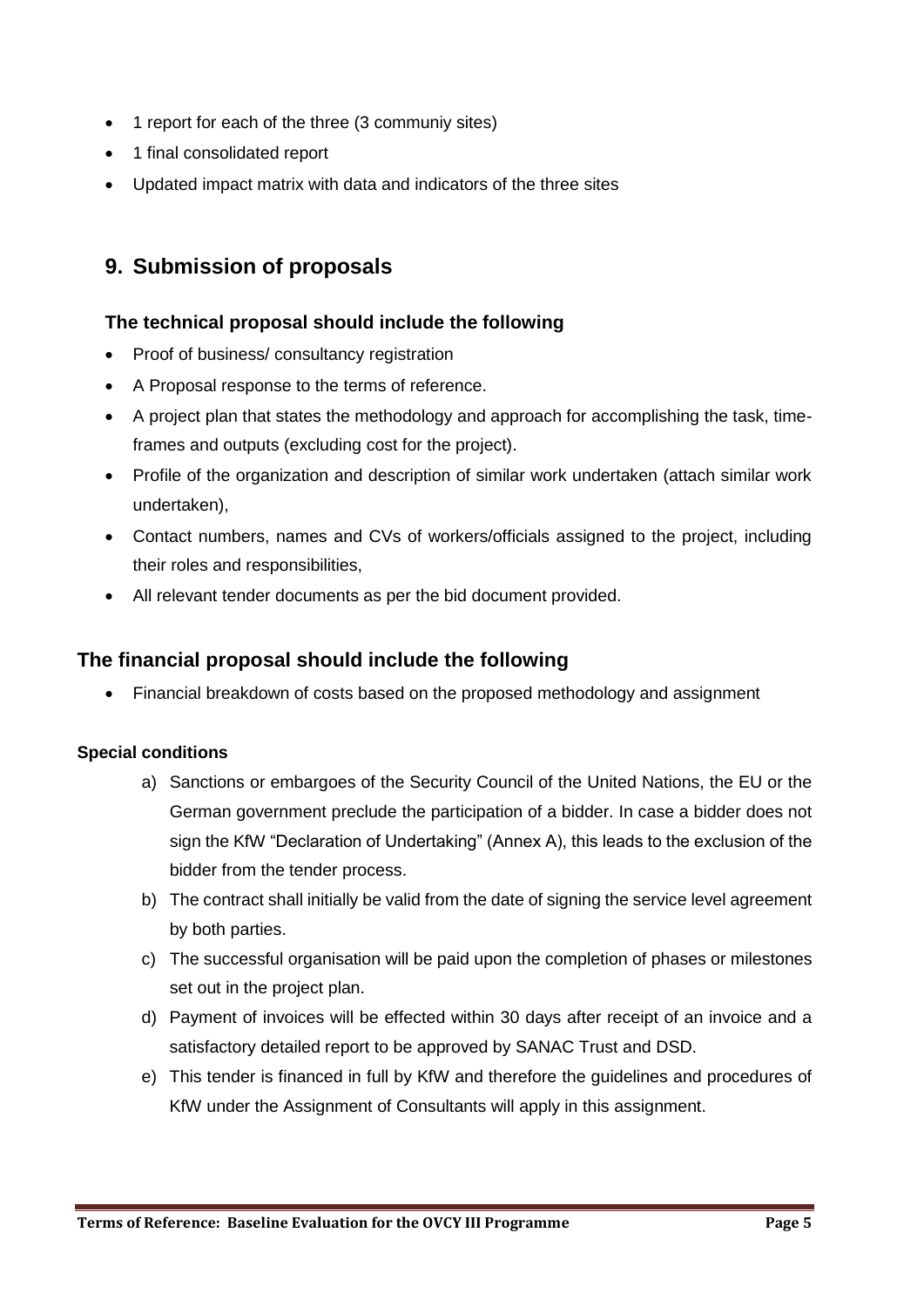- 1 report for each of the three (3 communiy sites)
- 1 final consolidated report
- Updated impact matrix with data and indicators of the three sites

## 9. Submission of proposals

### The technical proposal should include the following

- Proof of business/ consultancy registration
- A Proposal response to the terms of reference.
- A project plan that states the methodology and approach for accomplishing the task, time-frames and outputs (excluding cost for the project).
- Profile of the organization and description of similar work undertaken (attach similar work undertaken),
- Contact numbers, names and CVs of workers/officials assigned to the project, including their roles and responsibilities,
- All relevant tender documents as per the bid document provided.

## The financial proposal should include the following

- Financial breakdown of costs based on the proposed methodology and assignment

#### Special conditions

a) Sanctions or embargoes of the Security Council of the United Nations, the EU or the German government preclude the participation of a bidder. In case a bidder does not sign the KfW "Declaration of Undertaking" (Annex A), this leads to the exclusion of the bidder from the tender process.

b) The contract shall initially be valid from the date of signing the service level agreement by both parties.

c) The successful organisation will be paid upon the completion of phases or milestones set out in the project plan.

d) Payment of invoices will be effected within 30 days after receipt of an invoice and a satisfactory detailed report to be approved by SANAC Trust and DSD.

e) This tender is financed in full by KfW and therefore the guidelines and procedures of KfW under the Assignment of Consultants will apply in this assignment.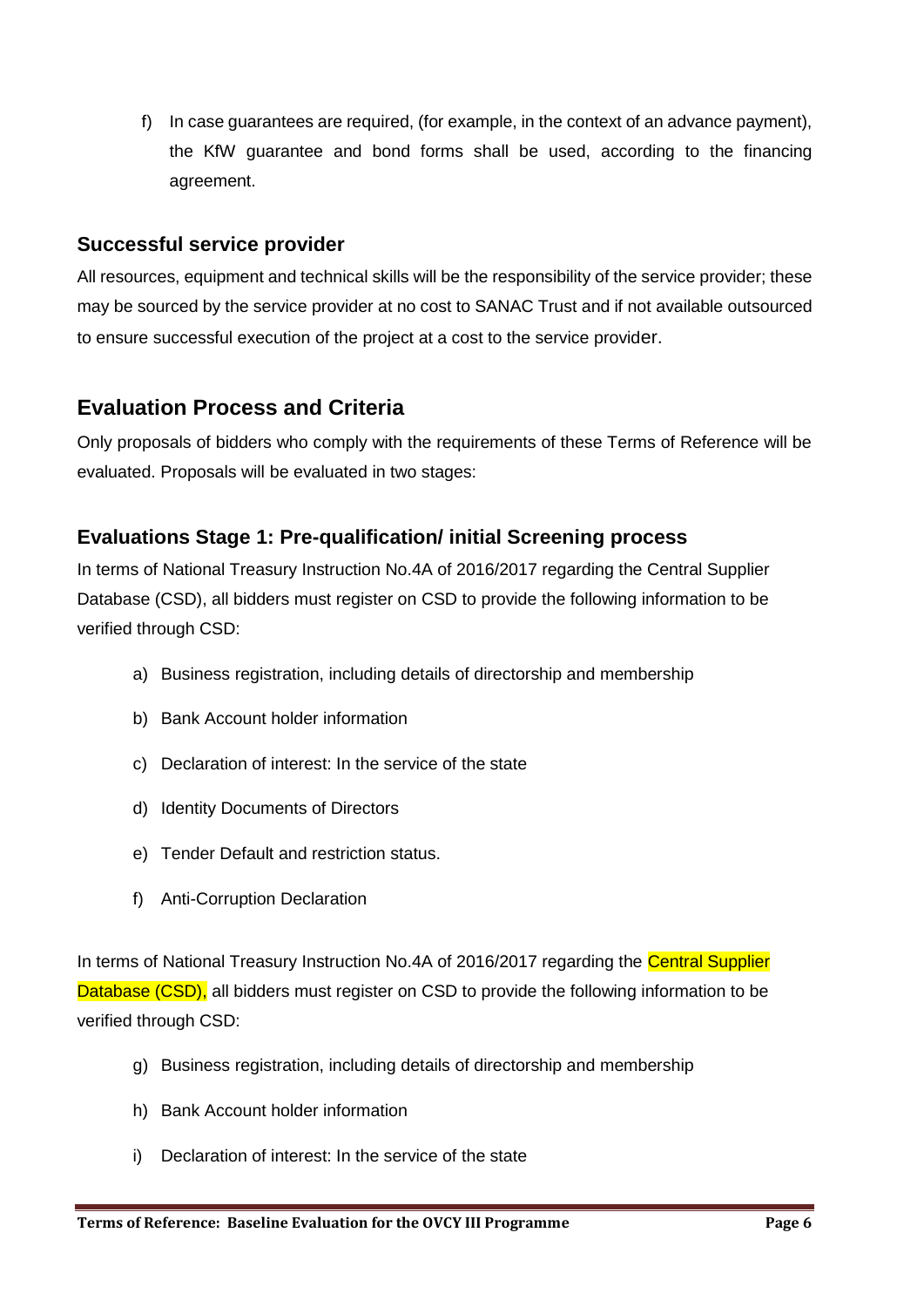f) In case guarantees are required, (for example, in the context of an advance payment), the KfW guarantee and bond forms shall be used, according to the financing agreement.

### Successful service provider

All resources, equipment and technical skills will be the responsibility of the service provider; these may be sourced by the service provider at no cost to SANAC Trust and if not available outsourced to ensure successful execution of the project at a cost to the service provider.

## Evaluation Process and Criteria

Only proposals of bidders who comply with the requirements of these Terms of Reference will be evaluated. Proposals will be evaluated in two stages:

### Evaluations Stage 1: Pre-qualification/ initial Screening process

In terms of National Treasury Instruction No.4A of 2016/2017 regarding the Central Supplier Database (CSD), all bidders must register on CSD to provide the following information to be verified through CSD:

a) Business registration, including details of directorship and membership

b) Bank Account holder information

c) Declaration of interest: In the service of the state

d) Identity Documents of Directors

e) Tender Default and restriction status.

f) Anti-Corruption Declaration

In terms of National Treasury Instruction No.4A of 2016/2017 regarding the Central Supplier Database (CSD), all bidders must register on CSD to provide the following information to be verified through CSD:

g) Business registration, including details of directorship and membership

h) Bank Account holder information

i) Declaration of interest: In the service of the state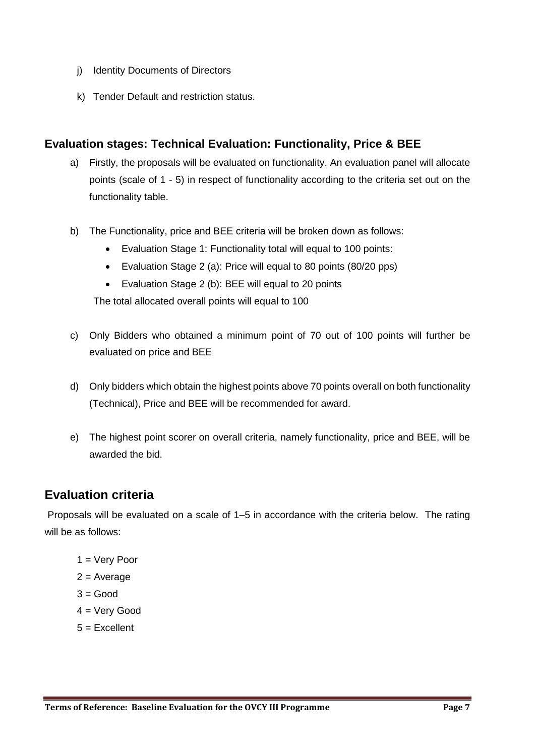j) Identity Documents of Directors

k) Tender Default and restriction status.

## Evaluation stages: Technical Evaluation: Functionality, Price & BEE

a) Firstly, the proposals will be evaluated on functionality. An evaluation panel will allocate points (scale of 1 - 5) in respect of functionality according to the criteria set out on the functionality table.

b) The Functionality, price and BEE criteria will be broken down as follows:

- Evaluation Stage 1: Functionality total will equal to 100 points:
- Evaluation Stage 2 (a): Price will equal to 80 points (80/20 pps)
- Evaluation Stage 2 (b): BEE will equal to 20 points

The total allocated overall points will equal to 100

c) Only Bidders who obtained a minimum point of 70 out of 100 points will further be evaluated on price and BEE

d) Only bidders which obtain the highest points above 70 points overall on both functionality (Technical), Price and BEE will be recommended for award.

e) The highest point scorer on overall criteria, namely functionality, price and BEE, will be awarded the bid.

## Evaluation criteria

Proposals will be evaluated on a scale of 1–5 in accordance with the criteria below. The rating will be as follows:

1 = Very Poor
2 = Average
3 = Good
4 = Very Good
5 = Excellent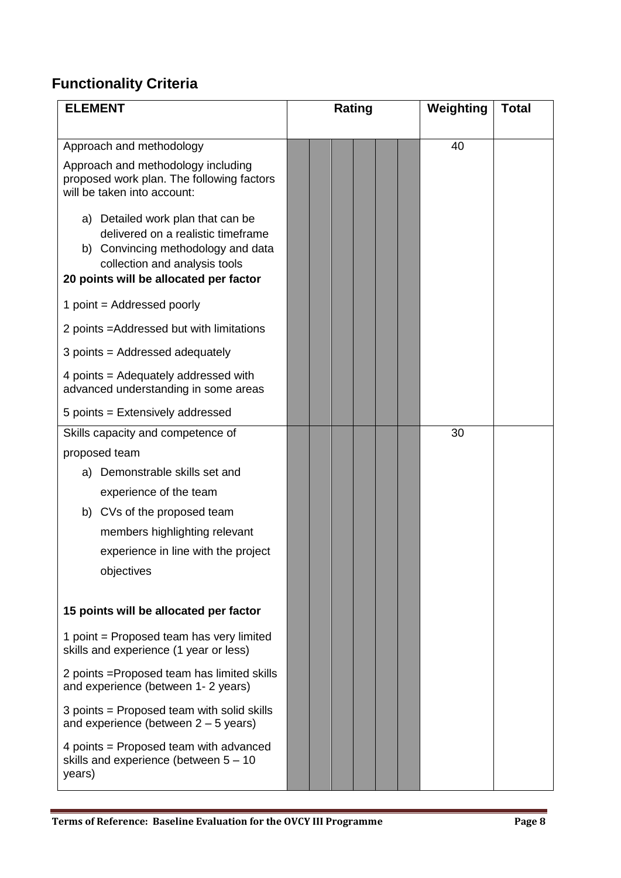## Functionality Criteria

| ELEMENT | Rating | | | | | | Weighting | Total |
|---|---|---|---|---|---|---|---|---|
| Approach and methodology<br><br>Approach and methodology including proposed work plan. The following factors will be taken into account:<br><br>a) Detailed work plan that can be delivered on a realistic timeframe<br>b) Convincing methodology and data collection and analysis tools<br>**20 points will be allocated per factor**<br><br>1 point = Addressed poorly<br><br>2 points =Addressed but with limitations<br><br>3 points = Addressed adequately<br><br>4 points = Adequately addressed with advanced understanding in some areas<br><br>5 points = Extensively addressed | | | | | | | 40 | |
| Skills capacity and competence of proposed team<br><br>a) Demonstrable skills set and experience of the team<br>b) CVs of the proposed team members highlighting relevant experience in line with the project objectives<br><br>**15 points will be allocated per factor**<br><br>1 point = Proposed team has very limited skills and experience (1 year or less)<br><br>2 points =Proposed team has limited skills and experience (between 1- 2 years)<br><br>3 points = Proposed team with solid skills and experience (between 2 – 5 years)<br><br>4 points = Proposed team with advanced skills and experience (between 5 – 10 years) | | | | | | | 30 | |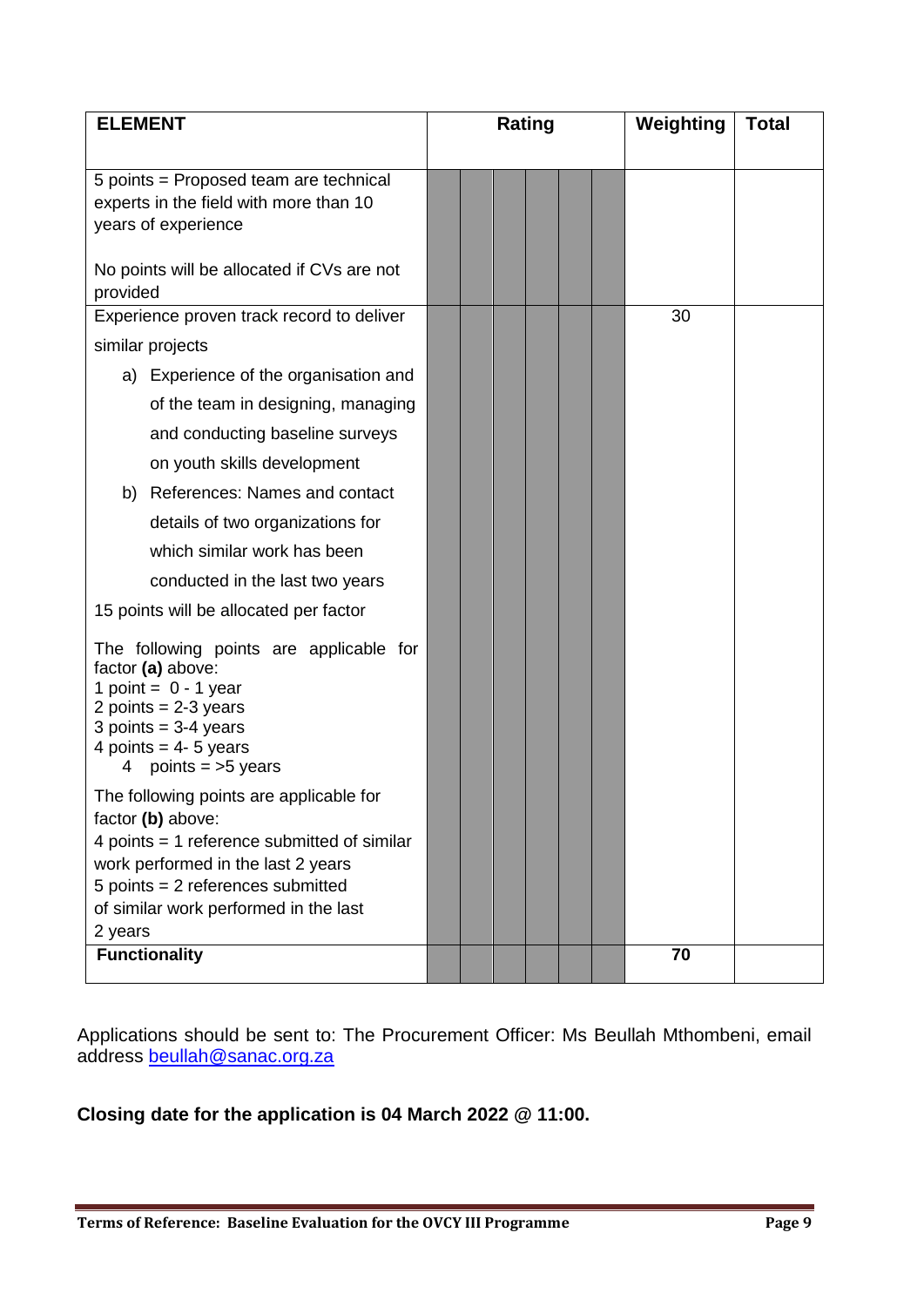| ELEMENT | Rating | | | | | | Weighting | Total |
|---|---|---|---|---|---|---|---|---|
| 5 points = Proposed team are technical experts in the field with more than 10 years of experience<br><br>No points will be allocated if CVs are not provided | | | | | | | | |
| Experience proven track record to deliver similar projects<br>a) Experience of the organisation and of the team in designing, managing and conducting baseline surveys on youth skills development<br>b) References: Names and contact details of two organizations for which similar work has been conducted in the last two years<br>15 points will be allocated per factor<br><br>The following points are applicable for factor **(a)** above:<br>1 point = 0 - 1 year<br>2 points = 2-3 years<br>3 points = 3-4 years<br>4 points = 4- 5 years<br>4 points = >5 years<br><br>The following points are applicable for factor **(b)** above:<br>4 points = 1 reference submitted of similar work performed in the last 2 years<br>5 points = 2 references submitted of similar work performed in the last 2 years | | | | | | | 30 | |
| **Functionality** | | | | | | | **70** | |

Applications should be sent to: The Procurement Officer: Ms Beullah Mthombeni, email address [beullah@sanac.org.za](mailto:beullah@sanac.org.za)

**Closing date for the application is 04 March 2022 @ 11:00.**